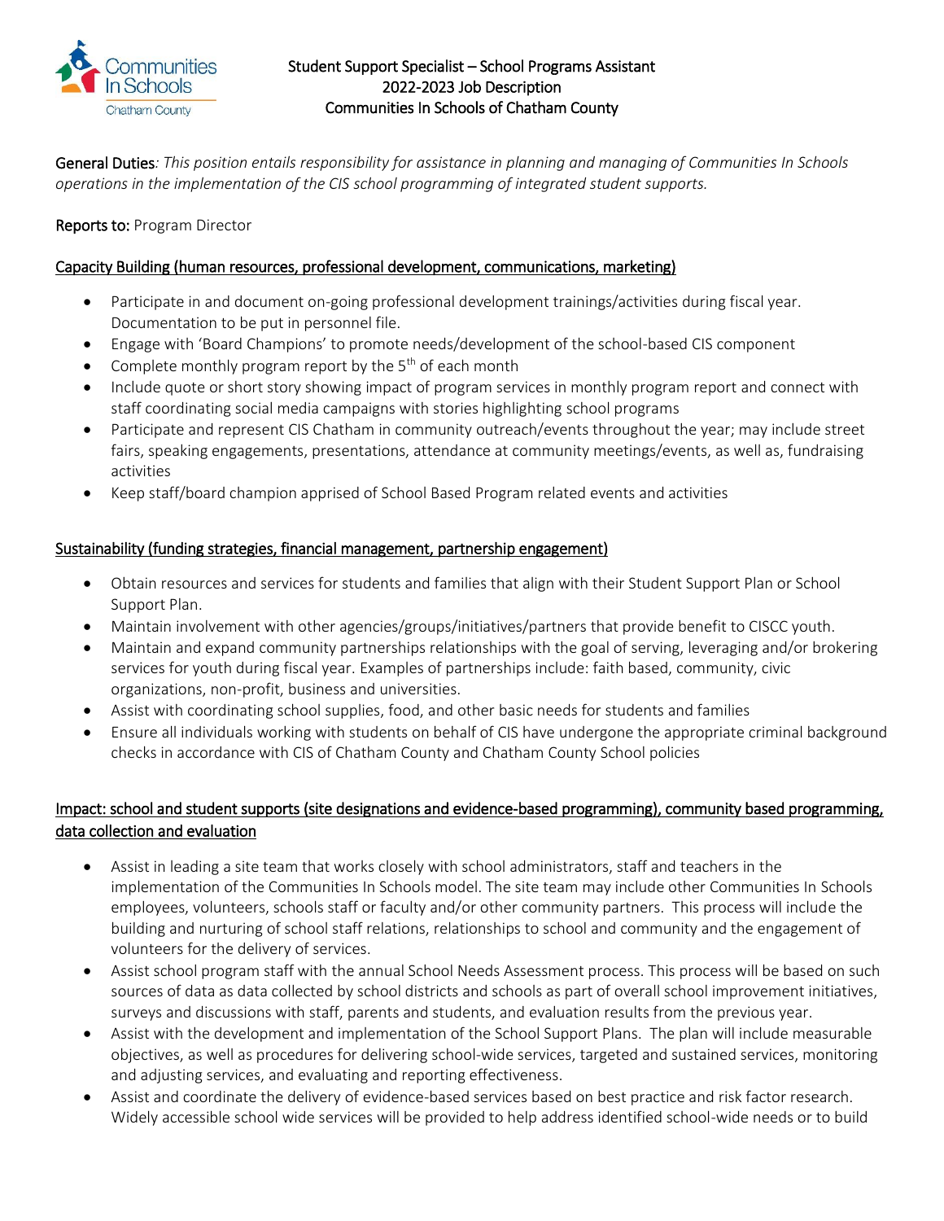# Student Support Specialist – School Programs Assistant
## 2022-2023 Job Description
## Communities In Schools of Chatham County

**General Duties**: *This position entails responsibility for assistance in planning and managing of Communities In Schools operations in the implementation of the CIS school programming of integrated student supports.*

**Reports to:** Program Director

### Capacity Building (human resources, professional development, communications, marketing)

- Participate in and document on-going professional development trainings/activities during fiscal year. Documentation to be put in personnel file.
- Engage with 'Board Champions' to promote needs/development of the school-based CIS component
- Complete monthly program report by the 5th of each month
- Include quote or short story showing impact of program services in monthly program report and connect with staff coordinating social media campaigns with stories highlighting school programs
- Participate and represent CIS Chatham in community outreach/events throughout the year; may include street fairs, speaking engagements, presentations, attendance at community meetings/events, as well as, fundraising activities
- Keep staff/board champion apprised of School Based Program related events and activities

### Sustainability (funding strategies, financial management, partnership engagement)

- Obtain resources and services for students and families that align with their Student Support Plan or School Support Plan.
- Maintain involvement with other agencies/groups/initiatives/partners that provide benefit to CISCC youth.
- Maintain and expand community partnerships relationships with the goal of serving, leveraging and/or brokering services for youth during fiscal year. Examples of partnerships include: faith based, community, civic organizations, non-profit, business and universities.
- Assist with coordinating school supplies, food, and other basic needs for students and families
- Ensure all individuals working with students on behalf of CIS have undergone the appropriate criminal background checks in accordance with CIS of Chatham County and Chatham County School policies

### Impact: school and student supports (site designations and evidence-based programming), community based programming, data collection and evaluation

- Assist in leading a site team that works closely with school administrators, staff and teachers in the implementation of the Communities In Schools model. The site team may include other Communities In Schools employees, volunteers, schools staff or faculty and/or other community partners. This process will include the building and nurturing of school staff relations, relationships to school and community and the engagement of volunteers for the delivery of services.
- Assist school program staff with the annual School Needs Assessment process. This process will be based on such sources of data as data collected by school districts and schools as part of overall school improvement initiatives, surveys and discussions with staff, parents and students, and evaluation results from the previous year.
- Assist with the development and implementation of the School Support Plans. The plan will include measurable objectives, as well as procedures for delivering school-wide services, targeted and sustained services, monitoring and adjusting services, and evaluating and reporting effectiveness.
- Assist and coordinate the delivery of evidence-based services based on best practice and risk factor research. Widely accessible school wide services will be provided to help address identified school-wide needs or to build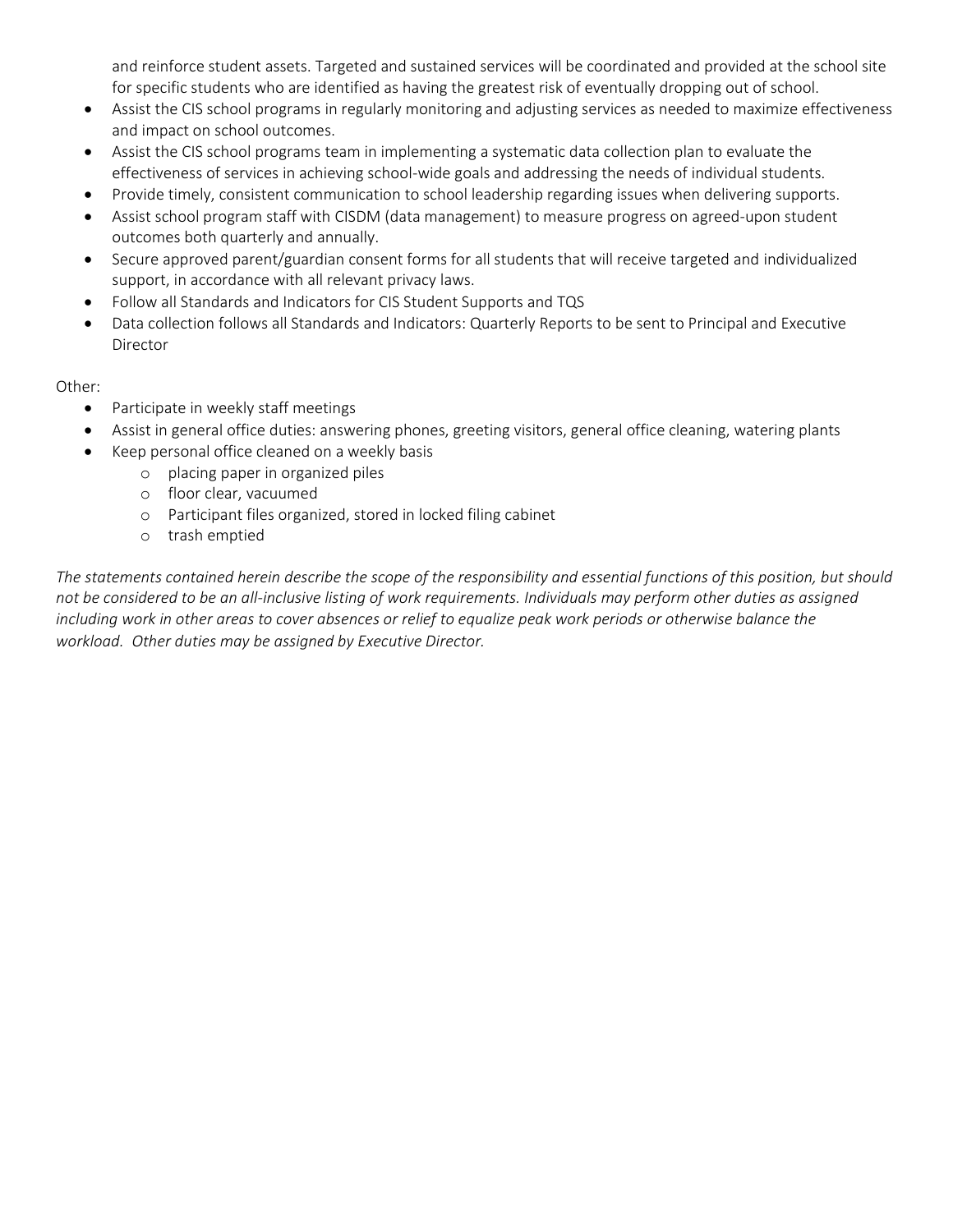and reinforce student assets. Targeted and sustained services will be coordinated and provided at the school site for specific students who are identified as having the greatest risk of eventually dropping out of school.

- Assist the CIS school programs in regularly monitoring and adjusting services as needed to maximize effectiveness and impact on school outcomes.
- Assist the CIS school programs team in implementing a systematic data collection plan to evaluate the effectiveness of services in achieving school-wide goals and addressing the needs of individual students.
- Provide timely, consistent communication to school leadership regarding issues when delivering supports.
- Assist school program staff with CISDM (data management) to measure progress on agreed-upon student outcomes both quarterly and annually.
- Secure approved parent/guardian consent forms for all students that will receive targeted and individualized support, in accordance with all relevant privacy laws.
- Follow all Standards and Indicators for CIS Student Supports and TQS
- Data collection follows all Standards and Indicators: Quarterly Reports to be sent to Principal and Executive Director

Other:

- Participate in weekly staff meetings
- Assist in general office duties: answering phones, greeting visitors, general office cleaning, watering plants
- Keep personal office cleaned on a weekly basis
  - placing paper in organized piles
  - floor clear, vacuumed
  - Participant files organized, stored in locked filing cabinet
  - trash emptied

*The statements contained herein describe the scope of the responsibility and essential functions of this position, but should not be considered to be an all-inclusive listing of work requirements. Individuals may perform other duties as assigned including work in other areas to cover absences or relief to equalize peak work periods or otherwise balance the workload. Other duties may be assigned by Executive Director.*